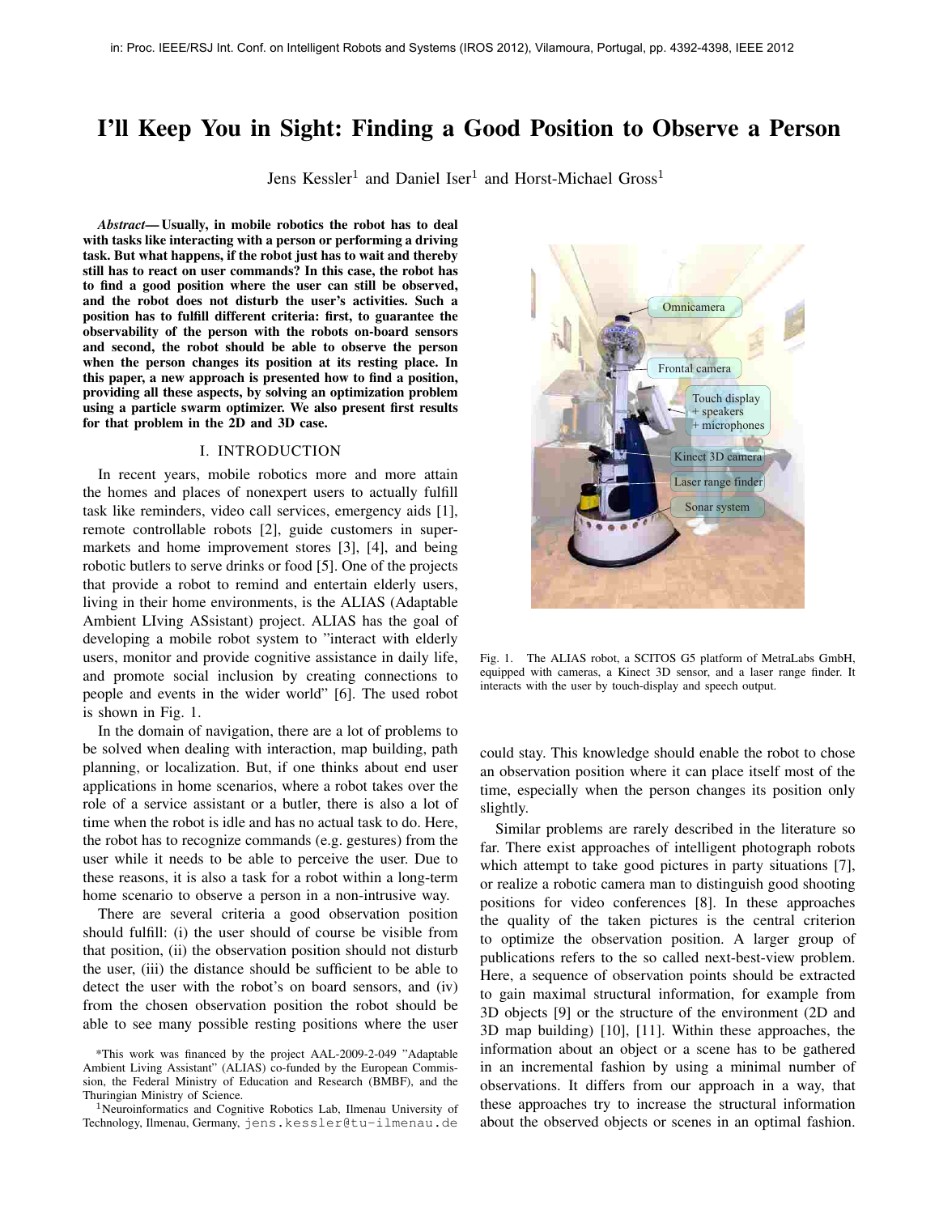in: Proc. IEEE/RSJ Int. Conf. on Intelligent Robots and Systems (IROS 2012), Vilamoura, Portugal, pp. 4392-4398, IEEE 2012

# I'll Keep You in Sight: Finding a Good Position to Observe a Person

Jens Kessler[1] and Daniel Iser[1] and Horst-Michael Gross[1]

***Abstract*— Usually, in mobile robotics the robot has to deal with tasks like interacting with a person or performing a driving task. But what happens, if the robot just has to wait and thereby still has to react on user commands? In this case, the robot has to find a good position where the user can still be observed, and the robot does not disturb the user's activities. Such a position has to fulfill different criteria: first, to guarantee the observability of the person with the robots on-board sensors and second, the robot should be able to observe the person when the person changes its position at its resting place. In this paper, a new approach is presented how to find a position, providing all these aspects, by solving an optimization problem using a particle swarm optimizer. We also present first results for that problem in the 2D and 3D case.**

## I. INTRODUCTION

In recent years, mobile robotics more and more attain the homes and places of nonexpert users to actually fulfill task like reminders, video call services, emergency aids [1], remote controllable robots [2], guide customers in supermarkets and home improvement stores [3], [4], and being robotic butlers to serve drinks or food [5]. One of the projects that provide a robot to remind and entertain elderly users, living in their home environments, is the ALIAS (Adaptable Ambient LIving ASsistant) project. ALIAS has the goal of developing a mobile robot system to "interact with elderly users, monitor and provide cognitive assistance in daily life, and promote social inclusion by creating connections to people and events in the wider world" [6]. The used robot is shown in Fig. 1.

In the domain of navigation, there are a lot of problems to be solved when dealing with interaction, map building, path planning, or localization. But, if one thinks about end user applications in home scenarios, where a robot takes over the role of a service assistant or a butler, there is also a lot of time when the robot is idle and has no actual task to do. Here, the robot has to recognize commands (e.g. gestures) from the user while it needs to be able to perceive the user. Due to these reasons, it is also a task for a robot within a long-term home scenario to observe a person in a non-intrusive way.

There are several criteria a good observation position should fulfill: (i) the user should of course be visible from that position, (ii) the observation position should not disturb the user, (iii) the distance should be sufficient to be able to detect the user with the robot's on board sensors, and (iv) from the chosen observation position the robot should be able to see many possible resting positions where the user could stay. This knowledge should enable the robot to chose an observation position where it can place itself most of the time, especially when the person changes its position only slightly.

Omnicamera

Frontal camera

Touch display
+ speakers
+ microphones

Kinect 3D camera

Laser range finder

Sonar system

Fig. 1. The ALIAS robot, a SCITOS G5 platform of MetraLabs GmbH, equipped with cameras, a Kinect 3D sensor, and a laser range finder. It interacts with the user by touch-display and speech output.

Similar problems are rarely described in the literature so far. There exist approaches of intelligent photograph robots which attempt to take good pictures in party situations [7], or realize a robotic camera man to distinguish good shooting positions for video conferences [8]. In these approaches the quality of the taken pictures is the central criterion to optimize the observation position. A larger group of publications refers to the so called next-best-view problem. Here, a sequence of observation points should be extracted to gain maximal structural information, for example from 3D objects [9] or the structure of the environment (2D and 3D map building) [10], [11]. Within these approaches, the information about an object or a scene has to be gathered in an incremental fashion by using a minimal number of observations. It differs from our approach in a way, that these approaches try to increase the structural information about the observed objects or scenes in an optimal fashion.

*This work was financed by the project AAL-2009-2-049 "Adaptable Ambient Living Assistant" (ALIAS) co-funded by the European Commission, the Federal Ministry of Education and Research (BMBF), and the Thuringian Ministry of Science.

[1]Neuroinformatics and Cognitive Robotics Lab, Ilmenau University of Technology, Ilmenau, Germany, jens.kessler@tu-ilmenau.de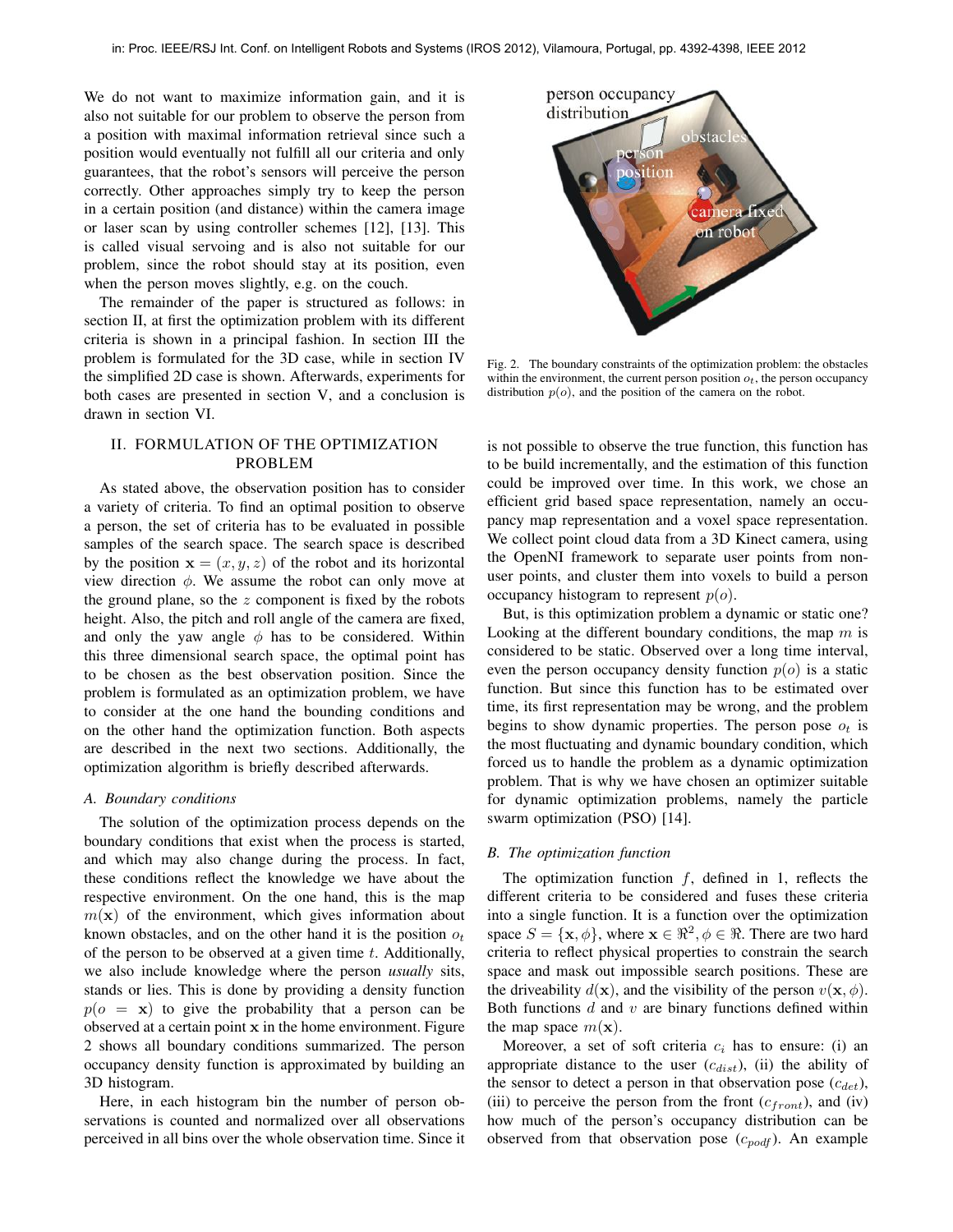We do not want to maximize information gain, and it is also not suitable for our problem to observe the person from a position with maximal information retrieval since such a position would eventually not fulfill all our criteria and only guarantees, that the robot's sensors will perceive the person correctly. Other approaches simply try to keep the person in a certain position (and distance) within the camera image or laser scan by using controller schemes [12], [13]. This is called visual servoing and is also not suitable for our problem, since the robot should stay at its position, even when the person moves slightly, e.g. on the couch.

The remainder of the paper is structured as follows: in section II, at first the optimization problem with its different criteria is shown in a principal fashion. In section III the problem is formulated for the 3D case, while in section IV the simplified 2D case is shown. Afterwards, experiments for both cases are presented in section V, and a conclusion is drawn in section VI.

## II. FORMULATION OF THE OPTIMIZATION PROBLEM

As stated above, the observation position has to consider a variety of criteria. To find an optimal position to observe a person, the set of criteria has to be evaluated in possible samples of the search space. The search space is described by the position $\mathbf{x} = (x, y, z)$ of the robot and its horizontal view direction $\phi$. We assume the robot can only move at the ground plane, so the $z$ component is fixed by the robots height. Also, the pitch and roll angle of the camera are fixed, and only the yaw angle $\phi$ has to be considered. Within this three dimensional search space, the optimal point has to be chosen as the best observation position. Since the problem is formulated as an optimization problem, we have to consider at the one hand the bounding conditions and on the other hand the optimization function. Both aspects are described in the next two sections. Additionally, the optimization algorithm is briefly described afterwards.

### A. Boundary conditions

The solution of the optimization process depends on the boundary conditions that exist when the process is started, and which may also change during the process. In fact, these conditions reflect the knowledge we have about the respective environment. On the one hand, this is the map $m(\mathbf{x})$ of the environment, which gives information about known obstacles, and on the other hand it is the position $o_t$ of the person to be observed at a given time $t$. Additionally, we also include knowledge where the person *usually* sits, stands or lies. This is done by providing a density function $p(o = \mathbf{x})$ to give the probability that a person can be observed at a certain point $\mathbf{x}$ in the home environment. Figure 2 shows all boundary conditions summarized. The person occupancy density function is approximated by building an 3D histogram.

Here, in each histogram bin the number of person observations is counted and normalized over all observations perceived in all bins over the whole observation time. Since it is not possible to observe the true function, this function has to be build incrementally, and the estimation of this function could be improved over time. In this work, we chose an efficient grid based space representation, namely an occupancy map representation and a voxel space representation. We collect point cloud data from a 3D Kinect camera, using the OpenNI framework to separate user points from non-user points, and cluster them into voxels to build a person occupancy histogram to represent $p(o)$.

Fig. 2. The boundary constraints of the optimization problem: the obstacles within the environment, the current person position $o_t$, the person occupancy distribution $p(o)$, and the position of the camera on the robot.

But, is this optimization problem a dynamic or static one? Looking at the different boundary conditions, the map $m$ is considered to be static. Observed over a long time interval, even the person occupancy density function $p(o)$ is a static function. But since this function has to be estimated over time, its first representation may be wrong, and the problem begins to show dynamic properties. The person pose $o_t$ is the most fluctuating and dynamic boundary condition, which forced us to handle the problem as a dynamic optimization problem. That is why we have chosen an optimizer suitable for dynamic optimization problems, namely the particle swarm optimization (PSO) [14].

### B. The optimization function

The optimization function $f$, defined in 1, reflects the different criteria to be considered and fuses these criteria into a single function. It is a function over the optimization space $S = \{\mathbf{x}, \phi\}$, where $\mathbf{x} \in \Re^2, \phi \in \Re$. There are two hard criteria to reflect physical properties to constrain the search space and mask out impossible search positions. These are the driveability $d(\mathbf{x})$, and the visibility of the person $v(\mathbf{x}, \phi)$. Both functions $d$ and $v$ are binary functions defined within the map space $m(\mathbf{x})$.

Moreover, a set of soft criteria $c_i$ has to ensure: (i) an appropriate distance to the user ($c_{dist}$), (ii) the ability of the sensor to detect a person in that observation pose ($c_{det}$), (iii) to perceive the person from the front ($c_{front}$), and (iv) how much of the person's occupancy distribution can be observed from that observation pose ($c_{podf}$). An example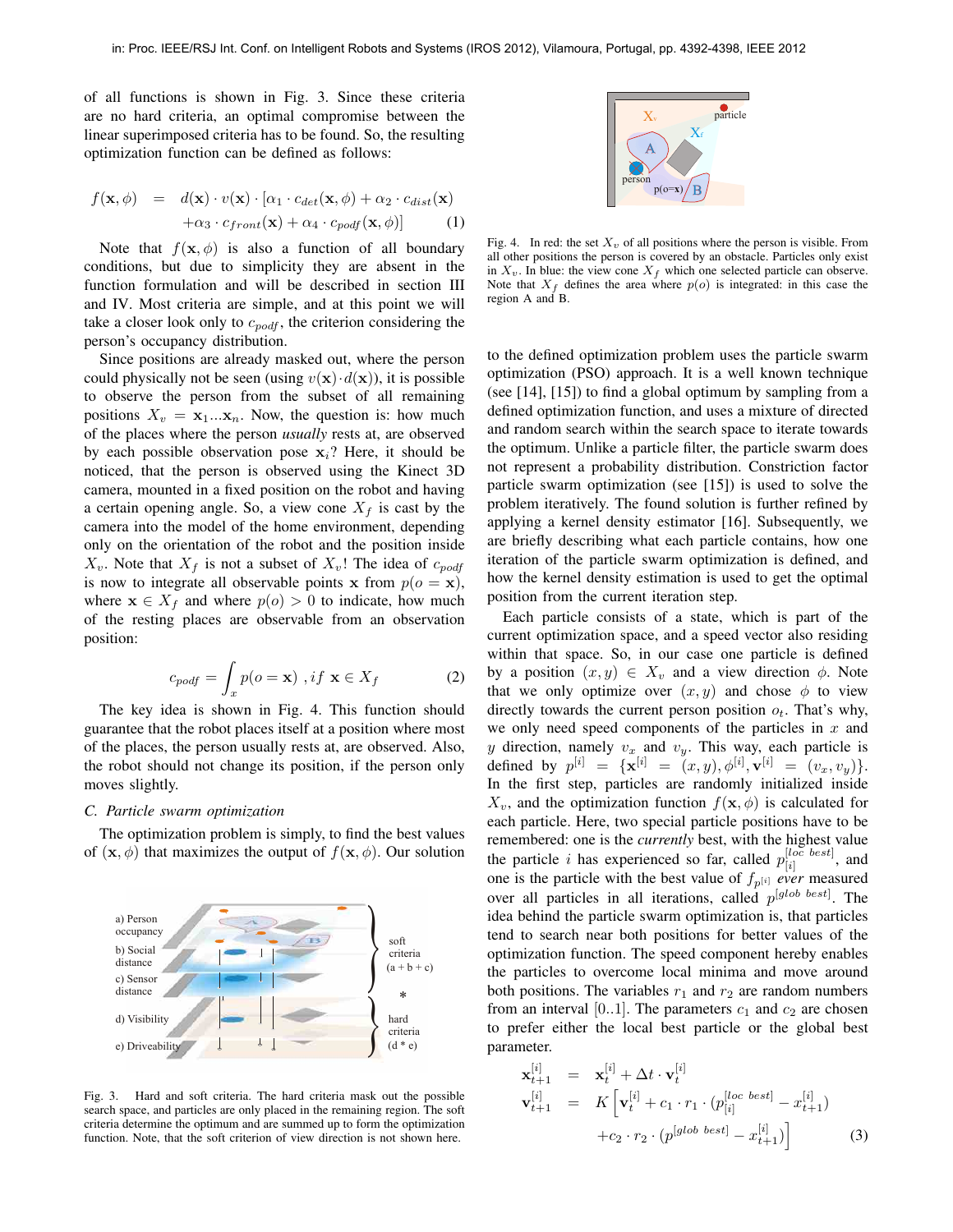of all functions is shown in Fig. 3. Since these criteria are no hard criteria, an optimal compromise between the linear superimposed criteria has to be found. So, the resulting optimization function can be defined as follows:

$$
\begin{aligned}
f(\mathbf{x}, \phi) \quad = \quad & d(\mathbf{x}) \cdot v(\mathbf{x}) \cdot [\alpha_1 \cdot c_{det}(\mathbf{x}, \phi) + \alpha_2 \cdot c_{dist}(\mathbf{x}) \\
& + \alpha_3 \cdot c_{front}(\mathbf{x}) + \alpha_4 \cdot c_{podf}(\mathbf{x}, \phi)] \qquad (1)
\end{aligned}
$$

Note that $f(\mathbf{x}, \phi)$ is also a function of all boundary conditions, but due to simplicity they are absent in the function formulation and will be described in section III and IV. Most criteria are simple, and at this point we will take a closer look only to $c_{podf}$, the criterion considering the person's occupancy distribution.

Since positions are already masked out, where the person could physically not be seen (using $v(\mathbf{x}) \cdot d(\mathbf{x})$), it is possible to observe the person from the subset of all remaining positions $X_v = \mathbf{x}_1 \ldots \mathbf{x}_n$. Now, the question is: how much of the places where the person *usually* rests at, are observed by each possible observation pose $\mathbf{x}_i$? Here, it should be noticed, that the person is observed using the Kinect 3D camera, mounted in a fixed position on the robot and having a certain opening angle. So, a view cone $X_f$ is cast by the camera into the model of the home environment, depending only on the orientation of the robot and the position inside $X_v$. Note that $X_f$ is not a subset of $X_v$! The idea of $c_{podf}$ is now to integrate all observable points $\mathbf{x}$ from $p(o = \mathbf{x})$, where $\mathbf{x} \in X_f$ and where $p(o) > 0$ to indicate, how much of the resting places are observable from an observation position:

$$
c_{podf} = \int_x p(o = \mathbf{x}) \text{ , } if \ \mathbf{x} \in X_f \qquad (2)
$$

The key idea is shown in Fig. 4. This function should guarantee that the robot places itself at a position where most of the places, the person usually rests at, are observed. Also, the robot should not change its position, if the person only moves slightly.

### C. Particle swarm optimization

The optimization problem is simply, to find the best values of $(\mathbf{x}, \phi)$ that maximizes the output of $f(\mathbf{x}, \phi)$. Our solution

Fig. 3. Hard and soft criteria. The hard criteria mask out the possible search space, and particles are only placed in the remaining region. The soft criteria determine the optimum and are summed up to form the optimization function. Note, that the soft criterion of view direction is not shown here.

Fig. 4. In red: the set $X_v$ of all positions where the person is visible. From all other positions the person is covered by an obstacle. Particles only exist in $X_v$. In blue: the view cone $X_f$ which one selected particle can observe. Note that $X_f$ defines the area where $p(o)$ is integrated: in this case the region A and B.

to the defined optimization problem uses the particle swarm optimization (PSO) approach. It is a well known technique (see [14], [15]) to find a global optimum by sampling from a defined optimization function, and uses a mixture of directed and random search within the search space to iterate towards the optimum. Unlike a particle filter, the particle swarm does not represent a probability distribution. Constriction factor particle swarm optimization (see [15]) is used to solve the problem iteratively. The found solution is further refined by applying a kernel density estimator [16]. Subsequently, we are briefly describing what each particle contains, how one iteration of the particle swarm optimization is defined, and how the kernel density estimation is used to get the optimal position from the current iteration step.

Each particle consists of a state, which is part of the current optimization space, and a speed vector also residing within that space. So, in our case one particle is defined by a position $(x, y) \in X_v$ and a view direction $\phi$. Note that we only optimize over $(x, y)$ and chose $\phi$ to view directly towards the current person position $o_t$. That's why, we only need speed components of the particles in $x$ and $y$ direction, namely $v_x$ and $v_y$. This way, each particle is defined by $p^{[i]} = \{\mathbf{x}^{[i]} = (x, y), \phi^{[i]}, \mathbf{v}^{[i]} = (v_x, v_y)\}$. In the first step, particles are randomly initialized inside $X_v$, and the optimization function $f(\mathbf{x}, \phi)$ is calculated for each particle. Here, two special particle positions have to be remembered: one is the *currently* best, with the highest value the particle $i$ has experienced so far, called $p^{[loc\ best]}_{[i]}$, and one is the particle with the best value of $f_{p^{[i]}}$ *ever* measured over all particles in all iterations, called $p^{[glob\ best]}$. The idea behind the particle swarm optimization is, that particles tend to search near both positions for better values of the optimization function. The speed component hereby enables the particles to overcome local minima and move around both positions. The variables $r_1$ and $r_2$ are random numbers from an interval [0..1]. The parameters $c_1$ and $c_2$ are chosen to prefer either the local best particle or the global best parameter.

$$
\begin{aligned}
\mathbf{x}^{[i]}_{t+1} &= \mathbf{x}^{[i]}_t + \Delta t \cdot \mathbf{v}^{[i]}_t \\
\mathbf{v}^{[i]}_{t+1} &= K \Big[ \mathbf{v}^{[i]}_t + c_1 \cdot r_1 \cdot (p^{[loc\ best]}_{[i]} - x^{[i]}_{t+1}) \\
& \quad + c_2 \cdot r_2 \cdot (p^{[glob\ best]} - x^{[i]}_{t+1}) \Big] \qquad (3)
\end{aligned}
$$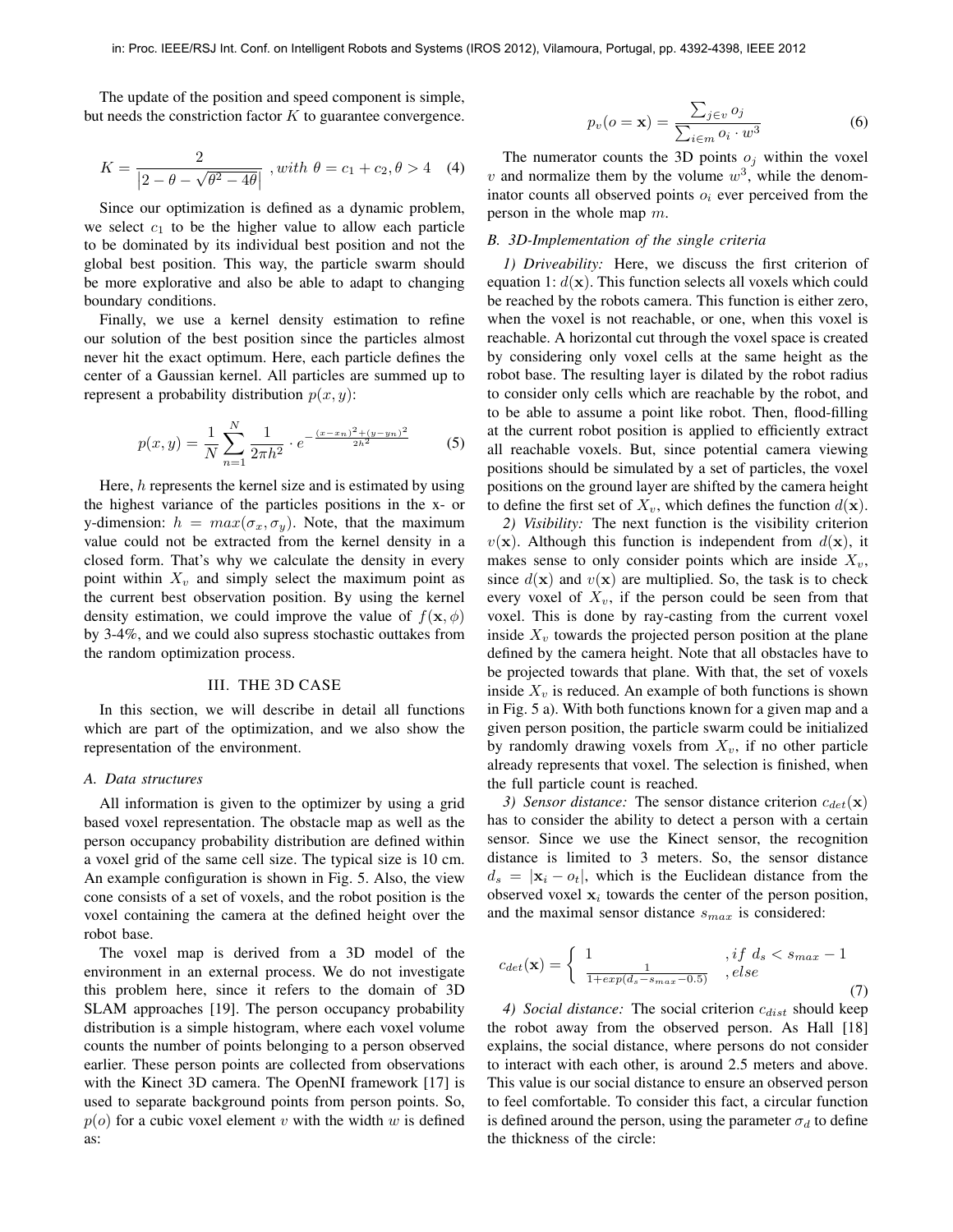The update of the position and speed component is simple, but needs the constriction factor $K$ to guarantee convergence.

$$K = \frac{2}{\left|2 - \theta - \sqrt{\theta^2 - 4\theta}\right|} \text{ , } with\ \theta = c_1 + c_2, \theta > 4 \quad (4)$$

Since our optimization is defined as a dynamic problem, we select $c_1$ to be the higher value to allow each particle to be dominated by its individual best position and not the global best position. This way, the particle swarm should be more explorative and also be able to adapt to changing boundary conditions.

Finally, we use a kernel density estimation to refine our solution of the best position since the particles almost never hit the exact optimum. Here, each particle defines the center of a Gaussian kernel. All particles are summed up to represent a probability distribution $p(x, y)$:

$$p(x, y) = \frac{1}{N} \sum_{n=1}^{N} \frac{1}{2\pi h^2} \cdot e^{-\frac{(x-x_n)^2 + (y-y_n)^2}{2h^2}} \quad (5)$$

Here, $h$ represents the kernel size and is estimated by using the highest variance of the particles positions in the x- or y-dimension: $h = max(\sigma_x, \sigma_y)$. Note, that the maximum value could not be extracted from the kernel density in a closed form. That's why we calculate the density in every point within $X_v$ and simply select the maximum point as the current best observation position. By using the kernel density estimation, we could improve the value of $f(\mathbf{x}, \phi)$ by 3-4%, and we could also supress stochastic outtakes from the random optimization process.

## III. THE 3D CASE

In this section, we will describe in detail all functions which are part of the optimization, and we also show the representation of the environment.

### A. Data structures

All information is given to the optimizer by using a grid based voxel representation. The obstacle map as well as the person occupancy probability distribution are defined within a voxel grid of the same cell size. The typical size is 10 cm. An example configuration is shown in Fig. 5. Also, the view cone consists of a set of voxels, and the robot position is the voxel containing the camera at the defined height over the robot base.

The voxel map is derived from a 3D model of the environment in an external process. We do not investigate this problem here, since it refers to the domain of 3D SLAM approaches [19]. The person occupancy probability distribution is a simple histogram, where each voxel volume counts the number of points belonging to a person observed earlier. These person points are collected from observations with the Kinect 3D camera. The OpenNI framework [17] is used to separate background points from person points. So, $p(o)$ for a cubic voxel element $v$ with the width $w$ is defined as:

$$p_v(o = \mathbf{x}) = \frac{\sum_{j \in v} o_j}{\sum_{i \in m} o_i \cdot w^3} \quad (6)$$

The numerator counts the 3D points $o_j$ within the voxel $v$ and normalize them by the volume $w^3$, while the denominator counts all observed points $o_i$ ever perceived from the person in the whole map $m$.

### B. 3D-Implementation of the single criteria

*1) Driveability:* Here, we discuss the first criterion of equation 1: $d(\mathbf{x})$. This function selects all voxels which could be reached by the robots camera. This function is either zero, when the voxel is not reachable, or one, when this voxel is reachable. A horizontal cut through the voxel space is created by considering only voxel cells at the same height as the robot base. The resulting layer is dilated by the robot radius to consider only cells which are reachable by the robot, and to be able to assume a point like robot. Then, flood-filling at the current robot position is applied to efficiently extract all reachable voxels. But, since potential camera viewing positions should be simulated by a set of particles, the voxel positions on the ground layer are shifted by the camera height to define the first set of $X_v$, which defines the function $d(\mathbf{x})$.

*2) Visibility:* The next function is the visibility criterion $v(\mathbf{x})$. Although this function is independent from $d(\mathbf{x})$, it makes sense to only consider points which are inside $X_v$, since $d(\mathbf{x})$ and $v(\mathbf{x})$ are multiplied. So, the task is to check every voxel of $X_v$, if the person could be seen from that voxel. This is done by ray-casting from the current voxel inside $X_v$ towards the projected person position at the plane defined by the camera height. Note that all obstacles have to be projected towards that plane. With that, the set of voxels inside $X_v$ is reduced. An example of both functions is shown in Fig. 5 a). With both functions known for a given map and a given person position, the particle swarm could be initialized by randomly drawing voxels from $X_v$, if no other particle already represents that voxel. The selection is finished, when the full particle count is reached.

*3) Sensor distance:* The sensor distance criterion $c_{det}(\mathbf{x})$ has to consider the ability to detect a person with a certain sensor. Since we use the Kinect sensor, the recognition distance is limited to 3 meters. So, the sensor distance $d_s = |\mathbf{x}_i - o_t|$, which is the Euclidean distance from the observed voxel $\mathbf{x}_i$ towards the center of the person position, and the maximal sensor distance $s_{max}$ is considered:

$$c_{det}(\mathbf{x}) = \begin{cases} 1 & , if\ d_s < s_{max} - 1 \\ \frac{1}{1 + exp(d_s - s_{max} - 0.5)} & , else \end{cases} \quad (7)$$

*4) Social distance:* The social criterion $c_{dist}$ should keep the robot away from the observed person. As Hall [18] explains, the social distance, where persons do not consider to interact with each other, is around 2.5 meters and above. This value is our social distance to ensure an observed person to feel comfortable. To consider this fact, a circular function is defined around the person, using the parameter $\sigma_d$ to define the thickness of the circle: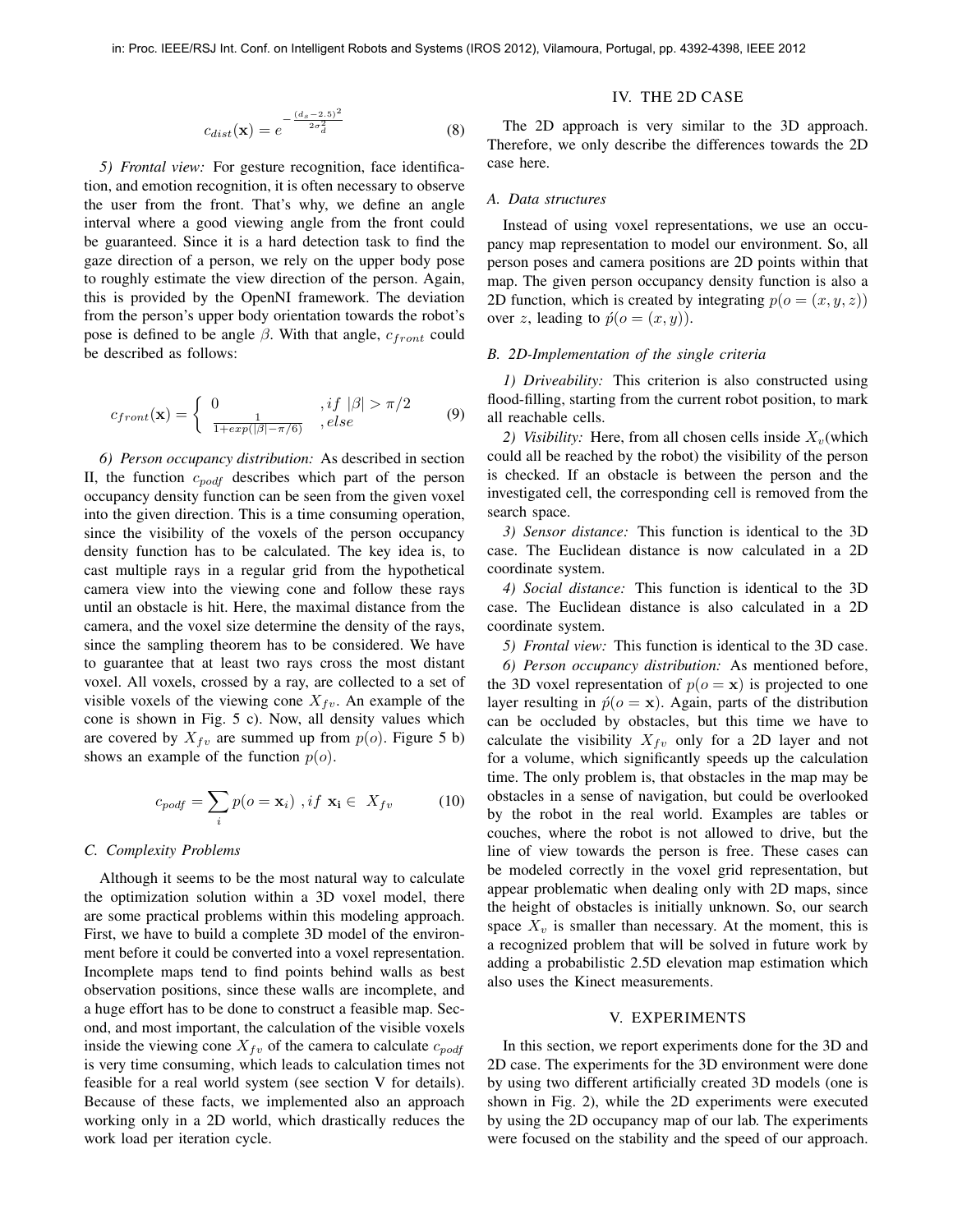$$c_{dist}(\mathbf{x}) = e^{-\frac{(d_s - 2.5)^2}{2\sigma_d^2}} \tag{8}$$

*5) Frontal view:* For gesture recognition, face identification, and emotion recognition, it is often necessary to observe the user from the front. That's why, we define an angle interval where a good viewing angle from the front could be guaranteed. Since it is a hard detection task to find the gaze direction of a person, we rely on the upper body pose to roughly estimate the view direction of the person. Again, this is provided by the OpenNI framework. The deviation from the person's upper body orientation towards the robot's pose is defined to be angle $\beta$. With that angle, $c_{front}$ could be described as follows:

$$c_{front}(\mathbf{x}) = \begin{cases} 0 & , if \ |\beta| > \pi/2 \\ \frac{1}{1+exp(|\beta| - \pi/6)} & , else \end{cases} \tag{9}$$

*6) Person occupancy distribution:* As described in section II, the function $c_{podf}$ describes which part of the person occupancy density function can be seen from the given voxel into the given direction. This is a time consuming operation, since the visibility of the voxels of the person occupancy density function has to be calculated. The key idea is, to cast multiple rays in a regular grid from the hypothetical camera view into the viewing cone and follow these rays until an obstacle is hit. Here, the maximal distance from the camera, and the voxel size determine the density of the rays, since the sampling theorem has to be considered. We have to guarantee that at least two rays cross the most distant voxel. All voxels, crossed by a ray, are collected to a set of visible voxels of the viewing cone $X_{fv}$. An example of the cone is shown in Fig. 5 c). Now, all density values which are covered by $X_{fv}$ are summed up from $p(o)$. Figure 5 b) shows an example of the function $p(o)$.

$$c_{podf} = \sum_i p(o = \mathbf{x}_i) \ , if \ \mathbf{x_i} \in \ X_{fv} \tag{10}$$

### C. Complexity Problems

Although it seems to be the most natural way to calculate the optimization solution within a 3D voxel model, there are some practical problems within this modeling approach. First, we have to build a complete 3D model of the environment before it could be converted into a voxel representation. Incomplete maps tend to find points behind walls as best observation positions, since these walls are incomplete, and a huge effort has to be done to construct a feasible map. Second, and most important, the calculation of the visible voxels inside the viewing cone $X_{fv}$ of the camera to calculate $c_{podf}$ is very time consuming, which leads to calculation times not feasible for a real world system (see section V for details). Because of these facts, we implemented also an approach working only in a 2D world, which drastically reduces the work load per iteration cycle.

## IV. THE 2D CASE

The 2D approach is very similar to the 3D approach. Therefore, we only describe the differences towards the 2D case here.

### A. Data structures

Instead of using voxel representations, we use an occupancy map representation to model our environment. So, all person poses and camera positions are 2D points within that map. The given person occupancy density function is also a 2D function, which is created by integrating $p(o = (x, y, z))$ over $z$, leading to $\acute{p}(o = (x, y))$.

### B. 2D-Implementation of the single criteria

*1) Driveability:* This criterion is also constructed using flood-filling, starting from the current robot position, to mark all reachable cells.

*2) Visibility:* Here, from all chosen cells inside $X_v$(which could all be reached by the robot) the visibility of the person is checked. If an obstacle is between the person and the investigated cell, the corresponding cell is removed from the search space.

*3) Sensor distance:* This function is identical to the 3D case. The Euclidean distance is now calculated in a 2D coordinate system.

*4) Social distance:* This function is identical to the 3D case. The Euclidean distance is also calculated in a 2D coordinate system.

*5) Frontal view:* This function is identical to the 3D case.

*6) Person occupancy distribution:* As mentioned before, the 3D voxel representation of $p(o = \mathbf{x})$ is projected to one layer resulting in $\acute{p}(o = \mathbf{x})$. Again, parts of the distribution can be occluded by obstacles, but this time we have to calculate the visibility $X_{fv}$ only for a 2D layer and not for a volume, which significantly speeds up the calculation time. The only problem is, that obstacles in the map may be obstacles in a sense of navigation, but could be overlooked by the robot in the real world. Examples are tables or couches, where the robot is not allowed to drive, but the line of view towards the person is free. These cases can be modeled correctly in the voxel grid representation, but appear problematic when dealing only with 2D maps, since the height of obstacles is initially unknown. So, our search space $X_v$ is smaller than necessary. At the moment, this is a recognized problem that will be solved in future work by adding a probabilistic 2.5D elevation map estimation which also uses the Kinect measurements.

## V. EXPERIMENTS

In this section, we report experiments done for the 3D and 2D case. The experiments for the 3D environment were done by using two different artificially created 3D models (one is shown in Fig. 2), while the 2D experiments were executed by using the 2D occupancy map of our lab. The experiments were focused on the stability and the speed of our approach.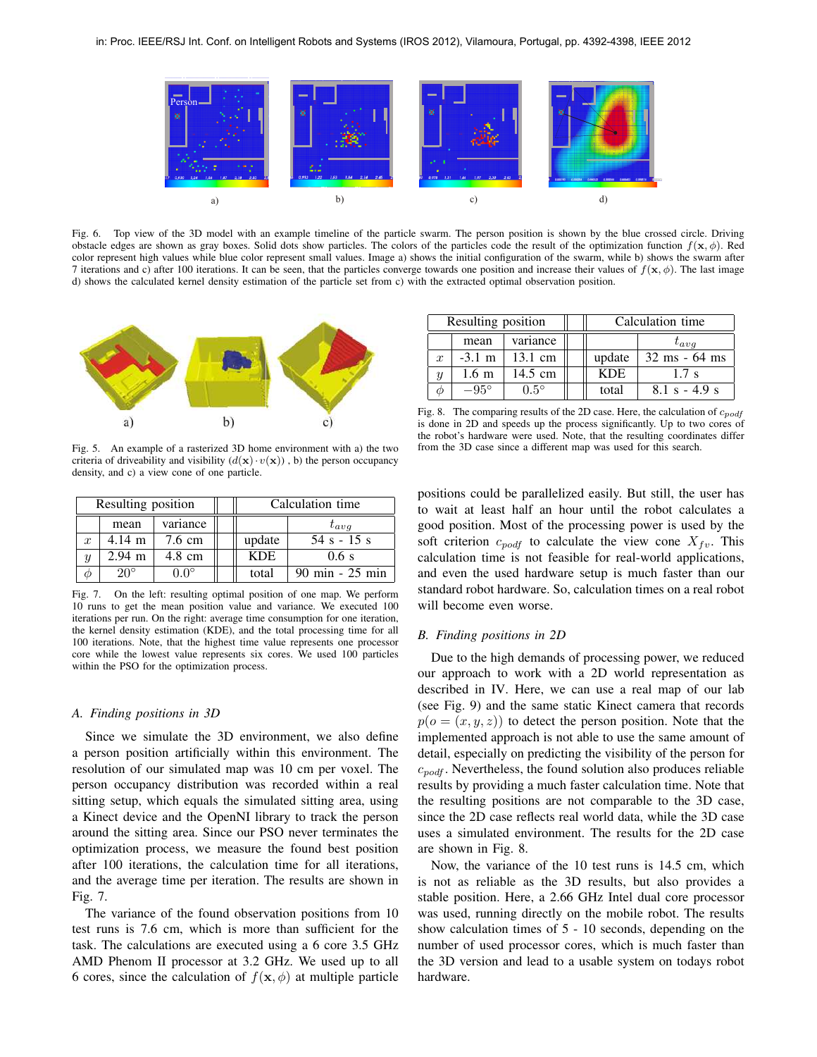Fig. 6. Top view of the 3D model with an example timeline of the particle swarm. The person position is shown by the blue crossed circle. Driving obstacle edges are shown as gray boxes. Solid dots show particles. The colors of the particles code the result of the optimization function $f(\mathbf{x}, \phi)$. Red color represent high values while blue color represent small values. Image a) shows the initial configuration of the swarm, while b) shows the swarm after 7 iterations and c) after 100 iterations. It can be seen, that the particles converge towards one position and increase their values of $f(\mathbf{x}, \phi)$. The last image d) shows the calculated kernel density estimation of the particle set from c) with the extracted optimal observation position.

Fig. 5. An example of a rasterized 3D home environment with a) the two criteria of driveability and visibility ($d(\mathbf{x}) \cdot v(\mathbf{x})$) , b) the person occupancy density, and c) a view cone of one particle.

| Resulting position | | | Calculation time | |
|---|---|---|---|---|
| | mean | variance | | $t_{avg}$ |
| $x$ | 4.14 m | 7.6 cm | update | 54 s - 15 s |
| $y$ | 2.94 m | 4.8 cm | KDE | 0.6 s |
| $\phi$ | 20° | 0.0° | total | 90 min - 25 min |

Fig. 7. On the left: resulting optimal position of one map. We perform 10 runs to get the mean position value and variance. We executed 100 iterations per run. On the right: average time consumption for one iteration, the kernel density estimation (KDE), and the total processing time for all 100 iterations. Note, that the highest time value represents one processor core while the lowest value represents six cores. We used 100 particles within the PSO for the optimization process.

### A. Finding positions in 3D

Since we simulate the 3D environment, we also define a person position artificially within this environment. The resolution of our simulated map was 10 cm per voxel. The person occupancy distribution was recorded within a real sitting setup, which equals the simulated sitting area, using a Kinect device and the OpenNI library to track the person around the sitting area. Since our PSO never terminates the optimization process, we measure the found best position after 100 iterations, the calculation time for all iterations, and the average time per iteration. The results are shown in Fig. 7.

The variance of the found observation positions from 10 test runs is 7.6 cm, which is more than sufficient for the task. The calculations are executed using a 6 core 3.5 GHz AMD Phenom II processor at 3.2 GHz. We used up to all 6 cores, since the calculation of $f(\mathbf{x}, \phi)$ at multiple particle positions could be parallelized easily. But still, the user has to wait at least half an hour until the robot calculates a good position. Most of the processing power is used by the soft criterion $c_{podf}$ to calculate the view cone $X_{fv}$. This calculation time is not feasible for real-world applications, and even the used hardware setup is much faster than our standard robot hardware. So, calculation times on a real robot will become even worse.

| Resulting position | | | Calculation time | |
|---|---|---|---|---|
| | mean | variance | | $t_{avg}$ |
| $x$ | -3.1 m | 13.1 cm | update | 32 ms - 64 ms |
| $y$ | 1.6 m | 14.5 cm | KDE | 1.7 s |
| $\phi$ | $-95°$ | 0.5° | total | 8.1 s - 4.9 s |

Fig. 8. The comparing results of the 2D case. Here, the calculation of $c_{podf}$ is done in 2D and speeds up the process significantly. Up to two cores of the robot's hardware were used. Note, that the resulting coordinates differ from the 3D case since a different map was used for this search.

### B. Finding positions in 2D

Due to the high demands of processing power, we reduced our approach to work with a 2D world representation as described in IV. Here, we can use a real map of our lab (see Fig. 9) and the same static Kinect camera that records $p(o = (x, y, z))$ to detect the person position. Note that the implemented approach is not able to use the same amount of detail, especially on predicting the visibility of the person for $c_{podf}$. Nevertheless, the found solution also produces reliable results by providing a much faster calculation time. Note that the resulting positions are not comparable to the 3D case, since the 2D case reflects real world data, while the 3D case uses a simulated environment. The results for the 2D case are shown in Fig. 8.

Now, the variance of the 10 test runs is 14.5 cm, which is not as reliable as the 3D results, but also provides a stable position. Here, a 2.66 GHz Intel dual core processor was used, running directly on the mobile robot. The results show calculation times of 5 - 10 seconds, depending on the number of used processor cores, which is much faster than the 3D version and lead to a usable system on todays robot hardware.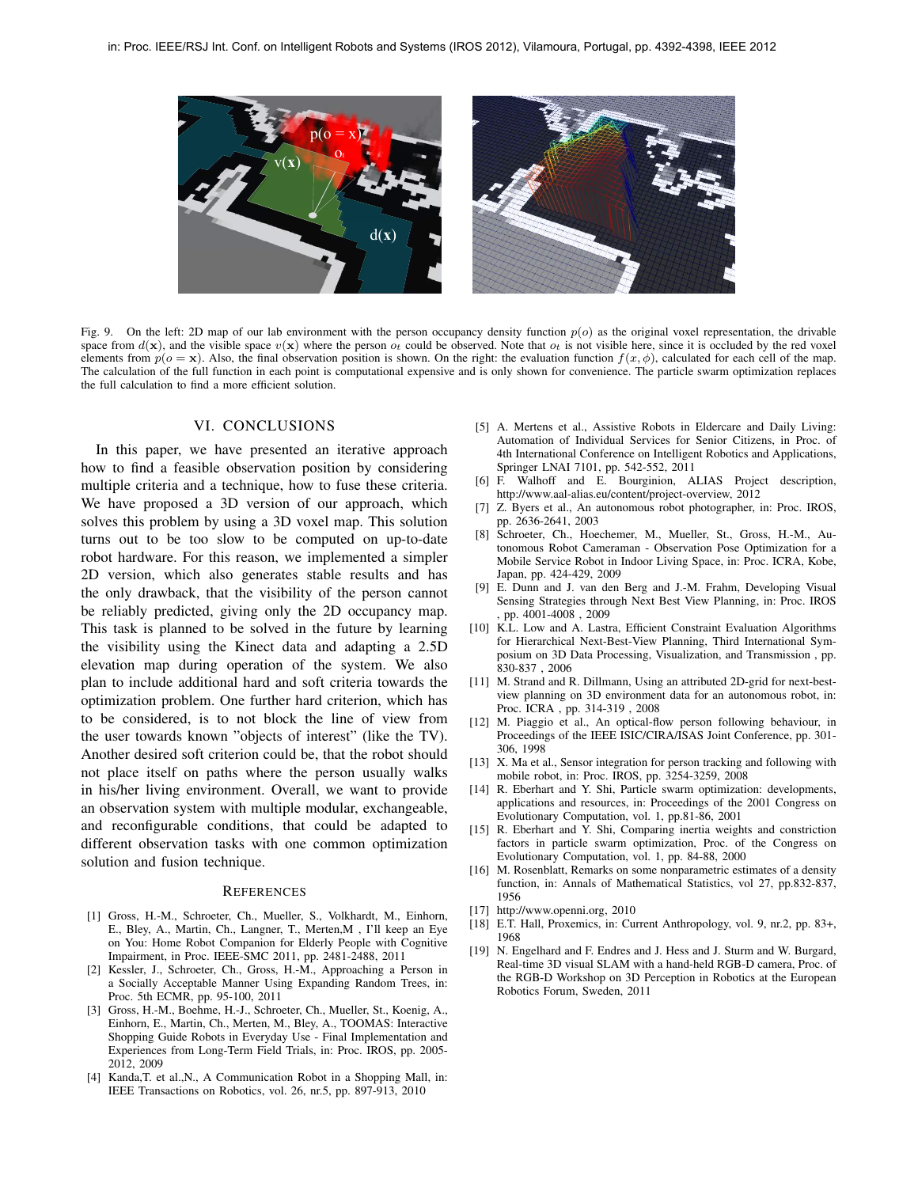Fig. 9. On the left: 2D map of our lab environment with the person occupancy density function $p(o)$ as the original voxel representation, the drivable space from $d(\mathbf{x})$, and the visible space $v(\mathbf{x})$ where the person $o_t$ could be observed. Note that $o_t$ is not visible here, since it is occluded by the red voxel elements from $p(o = \mathbf{x})$. Also, the final observation position is shown. On the right: the evaluation function $f(x, \phi)$, calculated for each cell of the map. The calculation of the full function in each point is computational expensive and is only shown for convenience. The particle swarm optimization replaces the full calculation to find a more efficient solution.

## VI. CONCLUSIONS

In this paper, we have presented an iterative approach how to find a feasible observation position by considering multiple criteria and a technique, how to fuse these criteria. We have proposed a 3D version of our approach, which solves this problem by using a 3D voxel map. This solution turns out to be too slow to be computed on up-to-date robot hardware. For this reason, we implemented a simpler 2D version, which also generates stable results and has the only drawback, that the visibility of the person cannot be reliably predicted, giving only the 2D occupancy map. This task is planned to be solved in the future by learning the visibility using the Kinect data and adapting a 2.5D elevation map during operation of the system. We also plan to include additional hard and soft criteria towards the optimization problem. One further hard criterion, which has to be considered, is to not block the line of view from the user towards known "objects of interest" (like the TV). Another desired soft criterion could be, that the robot should not place itself on paths where the person usually walks in his/her living environment. Overall, we want to provide an observation system with multiple modular, exchangeable, and reconfigurable conditions, that could be adapted to different observation tasks with one common optimization solution and fusion technique.

## REFERENCES

[1] Gross, H.-M., Schroeter, Ch., Mueller, S., Volkhardt, M., Einhorn, E., Bley, A., Martin, Ch., Langner, T., Merten,M , I'll keep an Eye on You: Home Robot Companion for Elderly People with Cognitive Impairment, in Proc. IEEE-SMC 2011, pp. 2481-2488, 2011

[2] Kessler, J., Schroeter, Ch., Gross, H.-M., Approaching a Person in a Socially Acceptable Manner Using Expanding Random Trees, in: Proc. 5th ECMR, pp. 95-100, 2011

[3] Gross, H.-M., Boehme, H.-J., Schroeter, Ch., Mueller, St., Koenig, A., Einhorn, E., Martin, Ch., Merten, M., Bley, A., TOOMAS: Interactive Shopping Guide Robots in Everyday Use - Final Implementation and Experiences from Long-Term Field Trials, in: Proc. IROS, pp. 2005-2012, 2009

[4] Kanda,T. et al.,N., A Communication Robot in a Shopping Mall, in: IEEE Transactions on Robotics, vol. 26, nr.5, pp. 897-913, 2010

[5] A. Mertens et al., Assistive Robots in Eldercare and Daily Living: Automation of Individual Services for Senior Citizens, in Proc. of 4th International Conference on Intelligent Robotics and Applications, Springer LNAI 7101, pp. 542-552, 2011

[6] F. Walhoff and E. Bourginion, ALIAS Project description, http://www.aal-alias.eu/content/project-overview, 2012

[7] Z. Byers et al., An autonomous robot photographer, in: Proc. IROS, pp. 2636-2641, 2003

[8] Schroeter, Ch., Hoechemer, M., Mueller, St., Gross, H.-M., Autonomous Robot Cameraman - Observation Pose Optimization for a Mobile Service Robot in Indoor Living Space, in: Proc. ICRA, Kobe, Japan, pp. 424-429, 2009

[9] E. Dunn and J. van den Berg and J.-M. Frahm, Developing Visual Sensing Strategies through Next Best View Planning, in: Proc. IROS , pp. 4001-4008 , 2009

[10] K.L. Low and A. Lastra, Efficient Constraint Evaluation Algorithms for Hierarchical Next-Best-View Planning, Third International Symposium on 3D Data Processing, Visualization, and Transmission , pp. 830-837 , 2006

[11] M. Strand and R. Dillmann, Using an attributed 2D-grid for next-best-view planning on 3D environment data for an autonomous robot, in: Proc. ICRA , pp. 314-319 , 2008

[12] M. Piaggio et al., An optical-flow person following behaviour, in Proceedings of the IEEE ISIC/CIRA/ISAS Joint Conference, pp. 301-306, 1998

[13] X. Ma et al., Sensor integration for person tracking and following with mobile robot, in: Proc. IROS, pp. 3254-3259, 2008

[14] R. Eberhart and Y. Shi, Particle swarm optimization: developments, applications and resources, in: Proceedings of the 2001 Congress on Evolutionary Computation, vol. 1, pp.81-86, 2001

[15] R. Eberhart and Y. Shi, Comparing inertia weights and constriction factors in particle swarm optimization, Proc. of the Congress on Evolutionary Computation, vol. 1, pp. 84-88, 2000

[16] M. Rosenblatt, Remarks on some nonparametric estimates of a density function, in: Annals of Mathematical Statistics, vol 27, pp.832-837, 1956

[17] http://www.openni.org, 2010

[18] E.T. Hall, Proxemics, in: Current Anthropology, vol. 9, nr.2, pp. 83+, 1968

[19] N. Engelhard and F. Endres and J. Hess and J. Sturm and W. Burgard, Real-time 3D visual SLAM with a hand-held RGB-D camera, Proc. of the RGB-D Workshop on 3D Perception in Robotics at the European Robotics Forum, Sweden, 2011